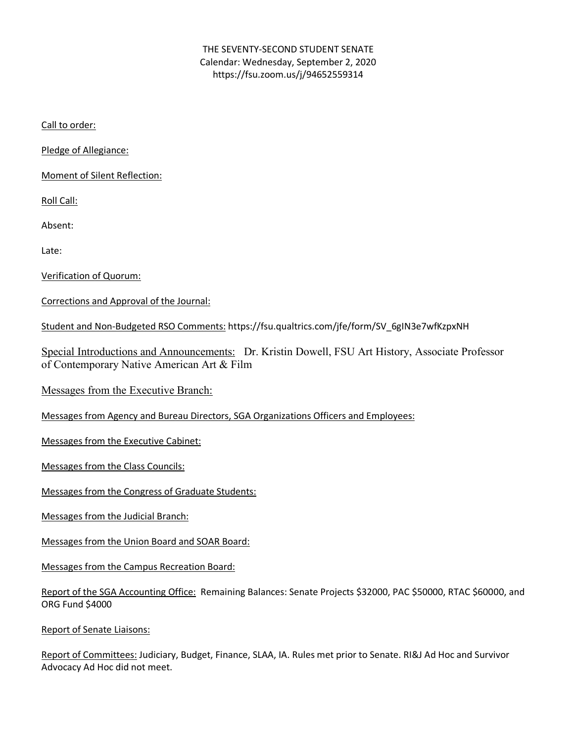THE SEVENTY-SECOND STUDENT SENATE
Calendar: Wednesday, September 2, 2020
https://fsu.zoom.us/j/94652559314

Call to order:

Pledge of Allegiance:

Moment of Silent Reflection:

Roll Call:

Absent:

Late:

Verification of Quorum:

Corrections and Approval of the Journal:

Student and Non-Budgeted RSO Comments: https://fsu.qualtrics.com/jfe/form/SV_6gIN3e7wfKzpxNH

Special Introductions and Announcements: Dr. Kristin Dowell, FSU Art History, Associate Professor of Contemporary Native American Art & Film

Messages from the Executive Branch:

Messages from Agency and Bureau Directors, SGA Organizations Officers and Employees:

Messages from the Executive Cabinet:

Messages from the Class Councils:

Messages from the Congress of Graduate Students:

Messages from the Judicial Branch:

Messages from the Union Board and SOAR Board:

Messages from the Campus Recreation Board:

Report of the SGA Accounting Office: Remaining Balances: Senate Projects $32000, PAC $50000, RTAC $60000, and ORG Fund $4000

Report of Senate Liaisons:

Report of Committees: Judiciary, Budget, Finance, SLAA, IA. Rules met prior to Senate. RI&J Ad Hoc and Survivor Advocacy Ad Hoc did not meet.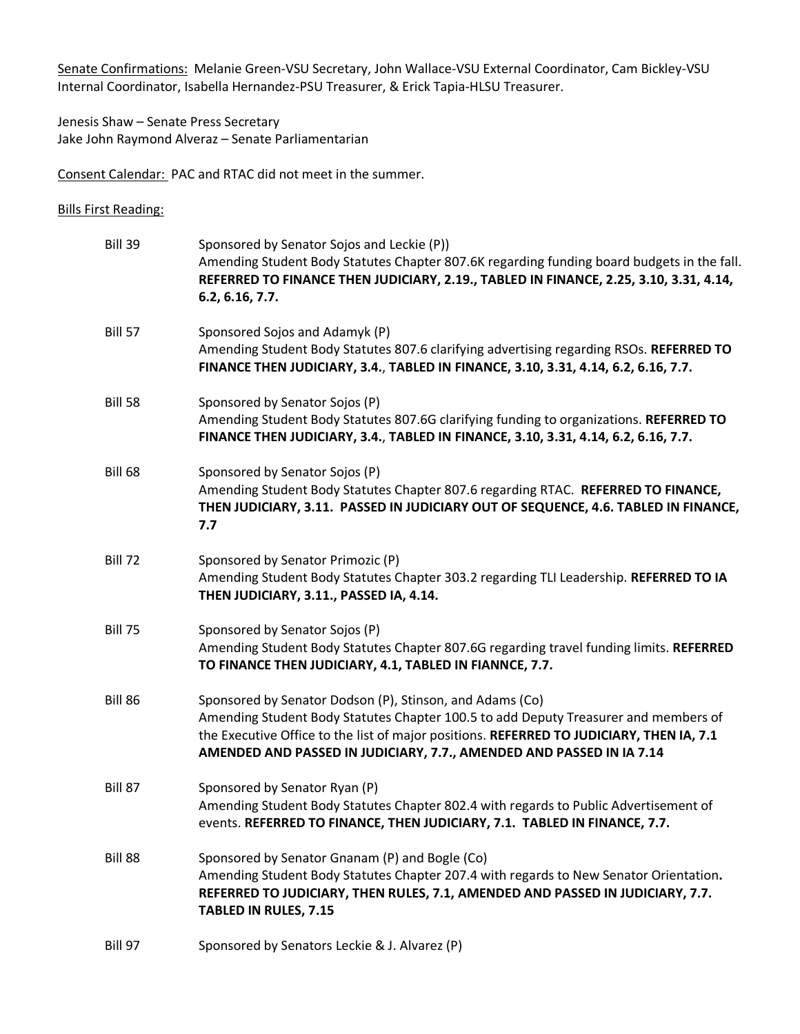Senate Confirmations: Melanie Green-VSU Secretary, John Wallace-VSU External Coordinator, Cam Bickley-VSU Internal Coordinator, Isabella Hernandez-PSU Treasurer, & Erick Tapia-HLSU Treasurer.

Jenesis Shaw – Senate Press Secretary
Jake John Raymond Alveraz – Senate Parliamentarian

Consent Calendar: PAC and RTAC did not meet in the summer.

Bills First Reading:

Bill 39 — Sponsored by Senator Sojos and Leckie (P))
Amending Student Body Statutes Chapter 807.6K regarding funding board budgets in the fall. **REFERRED TO FINANCE THEN JUDICIARY, 2.19., TABLED IN FINANCE, 2.25, 3.10, 3.31, 4.14, 6.2, 6.16, 7.7.**

Bill 57 — Sponsored Sojos and Adamyk (P)
Amending Student Body Statutes 807.6 clarifying advertising regarding RSOs. **REFERRED TO FINANCE THEN JUDICIARY, 3.4., TABLED IN FINANCE, 3.10, 3.31, 4.14, 6.2, 6.16, 7.7.**

Bill 58 — Sponsored by Senator Sojos (P)
Amending Student Body Statutes 807.6G clarifying funding to organizations. **REFERRED TO FINANCE THEN JUDICIARY, 3.4., TABLED IN FINANCE, 3.10, 3.31, 4.14, 6.2, 6.16, 7.7.**

Bill 68 — Sponsored by Senator Sojos (P)
Amending Student Body Statutes Chapter 807.6 regarding RTAC. **REFERRED TO FINANCE, THEN JUDICIARY, 3.11. PASSED IN JUDICIARY OUT OF SEQUENCE, 4.6. TABLED IN FINANCE, 7.7**

Bill 72 — Sponsored by Senator Primozic (P)
Amending Student Body Statutes Chapter 303.2 regarding TLI Leadership. **REFERRED TO IA THEN JUDICIARY, 3.11., PASSED IA, 4.14.**

Bill 75 — Sponsored by Senator Sojos (P)
Amending Student Body Statutes Chapter 807.6G regarding travel funding limits. **REFERRED TO FINANCE THEN JUDICIARY, 4.1, TABLED IN FIANNCE, 7.7.**

Bill 86 — Sponsored by Senator Dodson (P), Stinson, and Adams (Co)
Amending Student Body Statutes Chapter 100.5 to add Deputy Treasurer and members of the Executive Office to the list of major positions. **REFERRED TO JUDICIARY, THEN IA, 7.1 AMENDED AND PASSED IN JUDICIARY, 7.7., AMENDED AND PASSED IN IA 7.14**

Bill 87 — Sponsored by Senator Ryan (P)
Amending Student Body Statutes Chapter 802.4 with regards to Public Advertisement of events. **REFERRED TO FINANCE, THEN JUDICIARY, 7.1. TABLED IN FINANCE, 7.7.**

Bill 88 — Sponsored by Senator Gnanam (P) and Bogle (Co)
Amending Student Body Statutes Chapter 207.4 with regards to New Senator Orientation**.** **REFERRED TO JUDICIARY, THEN RULES, 7.1, AMENDED AND PASSED IN JUDICIARY, 7.7. TABLED IN RULES, 7.15**

Bill 97 — Sponsored by Senators Leckie & J. Alvarez (P)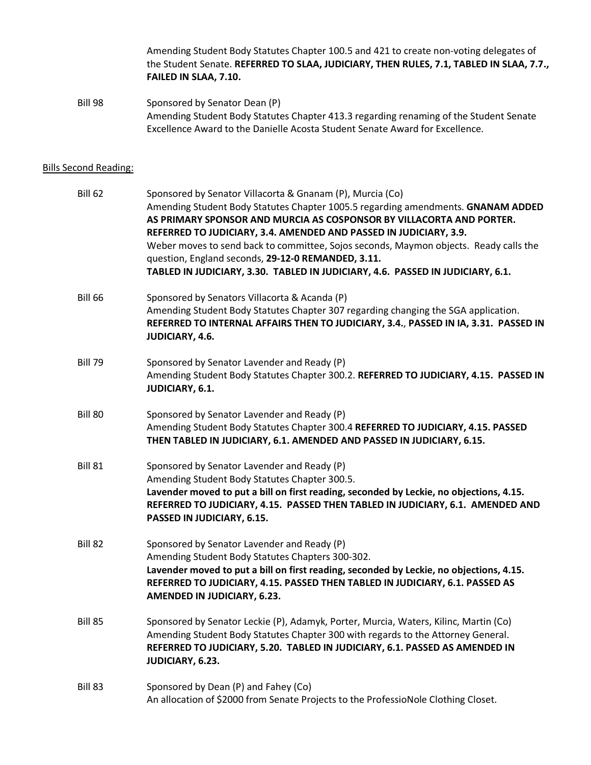Amending Student Body Statutes Chapter 100.5 and 421 to create non-voting delegates of the Student Senate. **REFERRED TO SLAA, JUDICIARY, THEN RULES, 7.1, TABLED IN SLAA, 7.7., FAILED IN SLAA, 7.10.**

Bill 98 Sponsored by Senator Dean (P)
Amending Student Body Statutes Chapter 413.3 regarding renaming of the Student Senate Excellence Award to the Danielle Acosta Student Senate Award for Excellence.

<u>Bills Second Reading:</u>

Bill 62 Sponsored by Senator Villacorta & Gnanam (P), Murcia (Co)
Amending Student Body Statutes Chapter 1005.5 regarding amendments. **GNANAM ADDED AS PRIMARY SPONSOR AND MURCIA AS COSPONSOR BY VILLACORTA AND PORTER. REFERRED TO JUDICIARY, 3.4. AMENDED AND PASSED IN JUDICIARY, 3.9.**
Weber moves to send back to committee, Sojos seconds, Maymon objects. Ready calls the question, England seconds, **29-12-0 REMANDED, 3.11.**
**TABLED IN JUDICIARY, 3.30. TABLED IN JUDICIARY, 4.6. PASSED IN JUDICIARY, 6.1.**

Bill 66 Sponsored by Senators Villacorta & Acanda (P)
Amending Student Body Statutes Chapter 307 regarding changing the SGA application. **REFERRED TO INTERNAL AFFAIRS THEN TO JUDICIARY, 3.4., PASSED IN IA, 3.31. PASSED IN JUDICIARY, 4.6.**

Bill 79 Sponsored by Senator Lavender and Ready (P)
Amending Student Body Statutes Chapter 300.2. **REFERRED TO JUDICIARY, 4.15. PASSED IN JUDICIARY, 6.1.**

Bill 80 Sponsored by Senator Lavender and Ready (P)
Amending Student Body Statutes Chapter 300.4 **REFERRED TO JUDICIARY, 4.15. PASSED THEN TABLED IN JUDICIARY, 6.1. AMENDED AND PASSED IN JUDICIARY, 6.15.**

Bill 81 Sponsored by Senator Lavender and Ready (P)
Amending Student Body Statutes Chapter 300.5.
**Lavender moved to put a bill on first reading, seconded by Leckie, no objections, 4.15. REFERRED TO JUDICIARY, 4.15. PASSED THEN TABLED IN JUDICIARY, 6.1. AMENDED AND PASSED IN JUDICIARY, 6.15.**

Bill 82 Sponsored by Senator Lavender and Ready (P)
Amending Student Body Statutes Chapters 300-302.
**Lavender moved to put a bill on first reading, seconded by Leckie, no objections, 4.15. REFERRED TO JUDICIARY, 4.15. PASSED THEN TABLED IN JUDICIARY, 6.1. PASSED AS AMENDED IN JUDICIARY, 6.23.**

Bill 85 Sponsored by Senator Leckie (P), Adamyk, Porter, Murcia, Waters, Kilinc, Martin (Co)
Amending Student Body Statutes Chapter 300 with regards to the Attorney General. **REFERRED TO JUDICIARY, 5.20. TABLED IN JUDICIARY, 6.1. PASSED AS AMENDED IN JUDICIARY, 6.23.**

Bill 83 Sponsored by Dean (P) and Fahey (Co)
An allocation of $2000 from Senate Projects to the ProfessioNole Clothing Closet.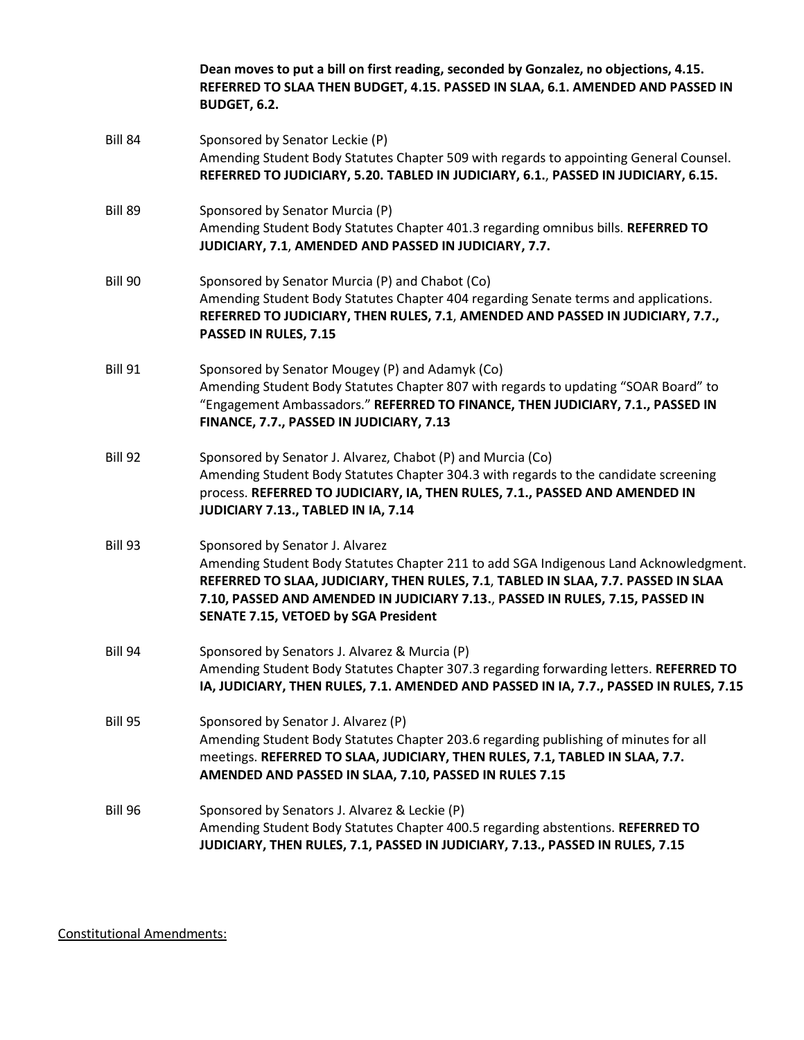**Dean moves to put a bill on first reading, seconded by Gonzalez, no objections, 4.15. REFERRED TO SLAA THEN BUDGET, 4.15. PASSED IN SLAA, 6.1. AMENDED AND PASSED IN BUDGET, 6.2.**

Bill 84 — Sponsored by Senator Leckie (P)
Amending Student Body Statutes Chapter 509 with regards to appointing General Counsel. **REFERRED TO JUDICIARY, 5.20. TABLED IN JUDICIARY, 6.1., PASSED IN JUDICIARY, 6.15.**

Bill 89 — Sponsored by Senator Murcia (P)
Amending Student Body Statutes Chapter 401.3 regarding omnibus bills. **REFERRED TO JUDICIARY, 7.1, AMENDED AND PASSED IN JUDICIARY, 7.7.**

Bill 90 — Sponsored by Senator Murcia (P) and Chabot (Co)
Amending Student Body Statutes Chapter 404 regarding Senate terms and applications. **REFERRED TO JUDICIARY, THEN RULES, 7.1, AMENDED AND PASSED IN JUDICIARY, 7.7., PASSED IN RULES, 7.15**

Bill 91 — Sponsored by Senator Mougey (P) and Adamyk (Co)
Amending Student Body Statutes Chapter 807 with regards to updating "SOAR Board" to "Engagement Ambassadors." **REFERRED TO FINANCE, THEN JUDICIARY, 7.1., PASSED IN FINANCE, 7.7., PASSED IN JUDICIARY, 7.13**

Bill 92 — Sponsored by Senator J. Alvarez, Chabot (P) and Murcia (Co)
Amending Student Body Statutes Chapter 304.3 with regards to the candidate screening process. **REFERRED TO JUDICIARY, IA, THEN RULES, 7.1., PASSED AND AMENDED IN JUDICIARY 7.13., TABLED IN IA, 7.14**

Bill 93 — Sponsored by Senator J. Alvarez
Amending Student Body Statutes Chapter 211 to add SGA Indigenous Land Acknowledgment. **REFERRED TO SLAA, JUDICIARY, THEN RULES, 7.1, TABLED IN SLAA, 7.7. PASSED IN SLAA 7.10, PASSED AND AMENDED IN JUDICIARY 7.13., PASSED IN RULES, 7.15, PASSED IN SENATE 7.15, VETOED by SGA President**

Bill 94 — Sponsored by Senators J. Alvarez & Murcia (P)
Amending Student Body Statutes Chapter 307.3 regarding forwarding letters. **REFERRED TO IA, JUDICIARY, THEN RULES, 7.1. AMENDED AND PASSED IN IA, 7.7., PASSED IN RULES, 7.15**

Bill 95 — Sponsored by Senator J. Alvarez (P)
Amending Student Body Statutes Chapter 203.6 regarding publishing of minutes for all meetings. **REFERRED TO SLAA, JUDICIARY, THEN RULES, 7.1, TABLED IN SLAA, 7.7. AMENDED AND PASSED IN SLAA, 7.10, PASSED IN RULES 7.15**

Bill 96 — Sponsored by Senators J. Alvarez & Leckie (P)
Amending Student Body Statutes Chapter 400.5 regarding abstentions. **REFERRED TO JUDICIARY, THEN RULES, 7.1, PASSED IN JUDICIARY, 7.13., PASSED IN RULES, 7.15**

Constitutional Amendments: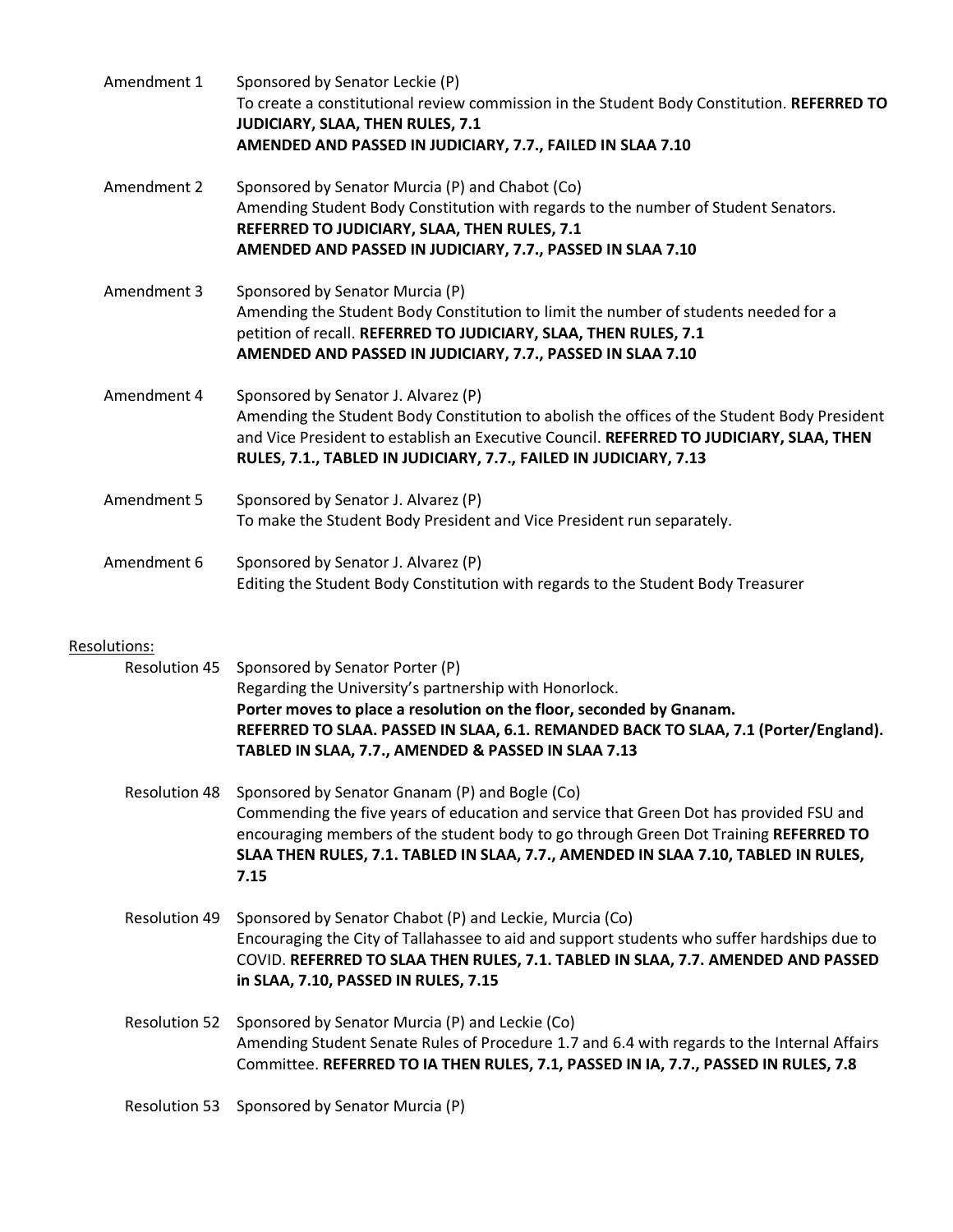Amendment 1 Sponsored by Senator Leckie (P)
To create a constitutional review commission in the Student Body Constitution. **REFERRED TO JUDICIARY, SLAA, THEN RULES, 7.1**
**AMENDED AND PASSED IN JUDICIARY, 7.7., FAILED IN SLAA 7.10**

Amendment 2 Sponsored by Senator Murcia (P) and Chabot (Co)
Amending Student Body Constitution with regards to the number of Student Senators.
**REFERRED TO JUDICIARY, SLAA, THEN RULES, 7.1**
**AMENDED AND PASSED IN JUDICIARY, 7.7., PASSED IN SLAA 7.10**

Amendment 3 Sponsored by Senator Murcia (P)
Amending the Student Body Constitution to limit the number of students needed for a petition of recall. **REFERRED TO JUDICIARY, SLAA, THEN RULES, 7.1**
**AMENDED AND PASSED IN JUDICIARY, 7.7., PASSED IN SLAA 7.10**

Amendment 4 Sponsored by Senator J. Alvarez (P)
Amending the Student Body Constitution to abolish the offices of the Student Body President and Vice President to establish an Executive Council. **REFERRED TO JUDICIARY, SLAA, THEN RULES, 7.1., TABLED IN JUDICIARY, 7.7., FAILED IN JUDICIARY, 7.13**

Amendment 5 Sponsored by Senator J. Alvarez (P)
To make the Student Body President and Vice President run separately.

Amendment 6 Sponsored by Senator J. Alvarez (P)
Editing the Student Body Constitution with regards to the Student Body Treasurer

Resolutions:

Resolution 45 Sponsored by Senator Porter (P)
Regarding the University's partnership with Honorlock.
**Porter moves to place a resolution on the floor, seconded by Gnanam.**
**REFERRED TO SLAA. PASSED IN SLAA, 6.1. REMANDED BACK TO SLAA, 7.1 (Porter/England). TABLED IN SLAA, 7.7., AMENDED & PASSED IN SLAA 7.13**

Resolution 48 Sponsored by Senator Gnanam (P) and Bogle (Co)
Commending the five years of education and service that Green Dot has provided FSU and encouraging members of the student body to go through Green Dot Training **REFERRED TO SLAA THEN RULES, 7.1. TABLED IN SLAA, 7.7., AMENDED IN SLAA 7.10, TABLED IN RULES, 7.15**

Resolution 49 Sponsored by Senator Chabot (P) and Leckie, Murcia (Co)
Encouraging the City of Tallahassee to aid and support students who suffer hardships due to COVID. **REFERRED TO SLAA THEN RULES, 7.1. TABLED IN SLAA, 7.7. AMENDED AND PASSED in SLAA, 7.10, PASSED IN RULES, 7.15**

Resolution 52 Sponsored by Senator Murcia (P) and Leckie (Co)
Amending Student Senate Rules of Procedure 1.7 and 6.4 with regards to the Internal Affairs Committee. **REFERRED TO IA THEN RULES, 7.1, PASSED IN IA, 7.7., PASSED IN RULES, 7.8**

Resolution 53 Sponsored by Senator Murcia (P)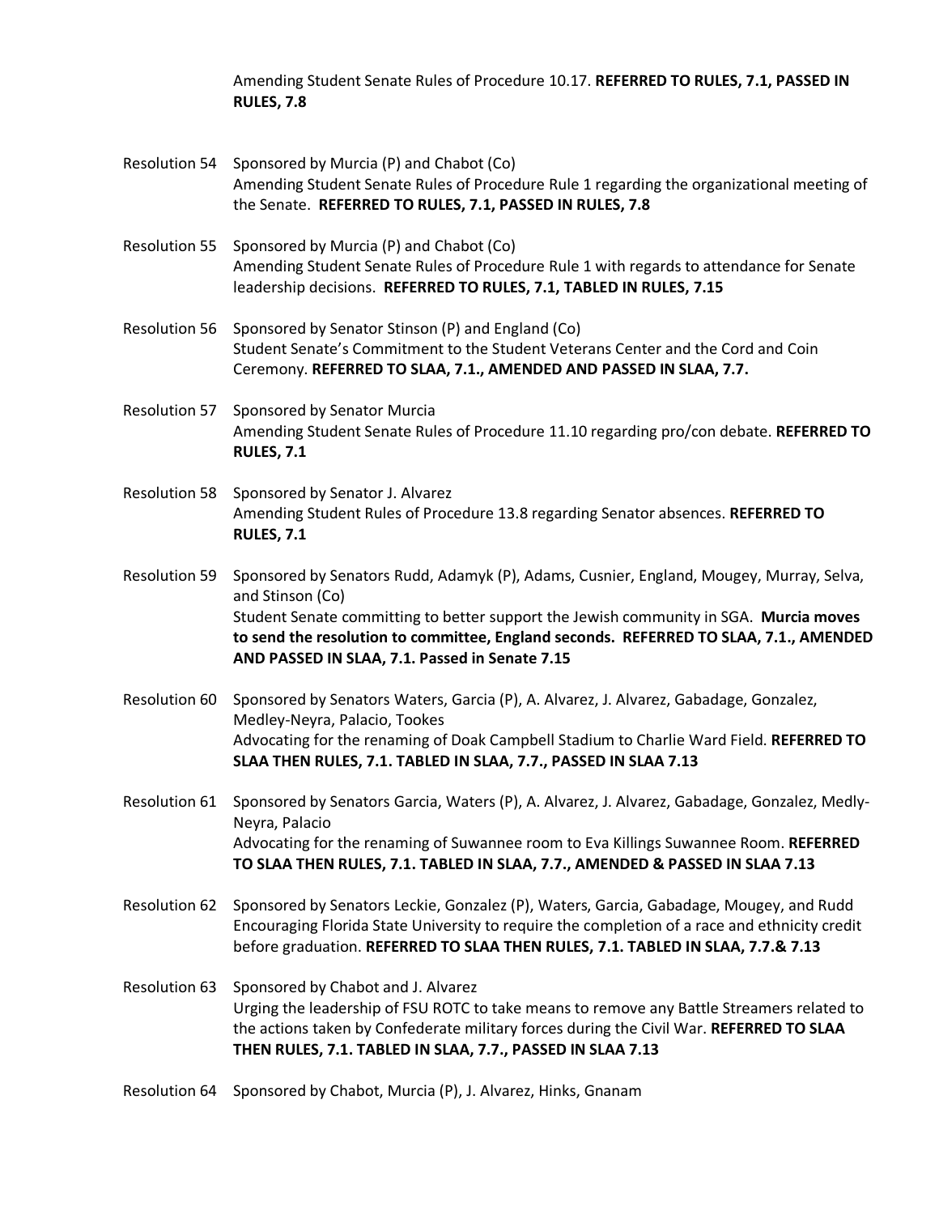Amending Student Senate Rules of Procedure 10.17. **REFERRED TO RULES, 7.1, PASSED IN RULES, 7.8**

Resolution 54 Sponsored by Murcia (P) and Chabot (Co)
Amending Student Senate Rules of Procedure Rule 1 regarding the organizational meeting of the Senate. **REFERRED TO RULES, 7.1, PASSED IN RULES, 7.8**

Resolution 55 Sponsored by Murcia (P) and Chabot (Co)
Amending Student Senate Rules of Procedure Rule 1 with regards to attendance for Senate leadership decisions. **REFERRED TO RULES, 7.1, TABLED IN RULES, 7.15**

Resolution 56 Sponsored by Senator Stinson (P) and England (Co)
Student Senate's Commitment to the Student Veterans Center and the Cord and Coin Ceremony. **REFERRED TO SLAA, 7.1., AMENDED AND PASSED IN SLAA, 7.7.**

Resolution 57 Sponsored by Senator Murcia
Amending Student Senate Rules of Procedure 11.10 regarding pro/con debate. **REFERRED TO RULES, 7.1**

Resolution 58 Sponsored by Senator J. Alvarez
Amending Student Rules of Procedure 13.8 regarding Senator absences. **REFERRED TO RULES, 7.1**

Resolution 59 Sponsored by Senators Rudd, Adamyk (P), Adams, Cusnier, England, Mougey, Murray, Selva, and Stinson (Co)
Student Senate committing to better support the Jewish community in SGA. **Murcia moves to send the resolution to committee, England seconds. REFERRED TO SLAA, 7.1., AMENDED AND PASSED IN SLAA, 7.1. Passed in Senate 7.15**

Resolution 60 Sponsored by Senators Waters, Garcia (P), A. Alvarez, J. Alvarez, Gabadage, Gonzalez, Medley-Neyra, Palacio, Tookes
Advocating for the renaming of Doak Campbell Stadium to Charlie Ward Field. **REFERRED TO SLAA THEN RULES, 7.1. TABLED IN SLAA, 7.7., PASSED IN SLAA 7.13**

Resolution 61 Sponsored by Senators Garcia, Waters (P), A. Alvarez, J. Alvarez, Gabadage, Gonzalez, Medly-Neyra, Palacio
Advocating for the renaming of Suwannee room to Eva Killings Suwannee Room. **REFERRED TO SLAA THEN RULES, 7.1. TABLED IN SLAA, 7.7., AMENDED & PASSED IN SLAA 7.13**

Resolution 62 Sponsored by Senators Leckie, Gonzalez (P), Waters, Garcia, Gabadage, Mougey, and Rudd
Encouraging Florida State University to require the completion of a race and ethnicity credit before graduation. **REFERRED TO SLAA THEN RULES, 7.1. TABLED IN SLAA, 7.7.& 7.13**

Resolution 63 Sponsored by Chabot and J. Alvarez
Urging the leadership of FSU ROTC to take means to remove any Battle Streamers related to the actions taken by Confederate military forces during the Civil War. **REFERRED TO SLAA THEN RULES, 7.1. TABLED IN SLAA, 7.7., PASSED IN SLAA 7.13**

Resolution 64 Sponsored by Chabot, Murcia (P), J. Alvarez, Hinks, Gnanam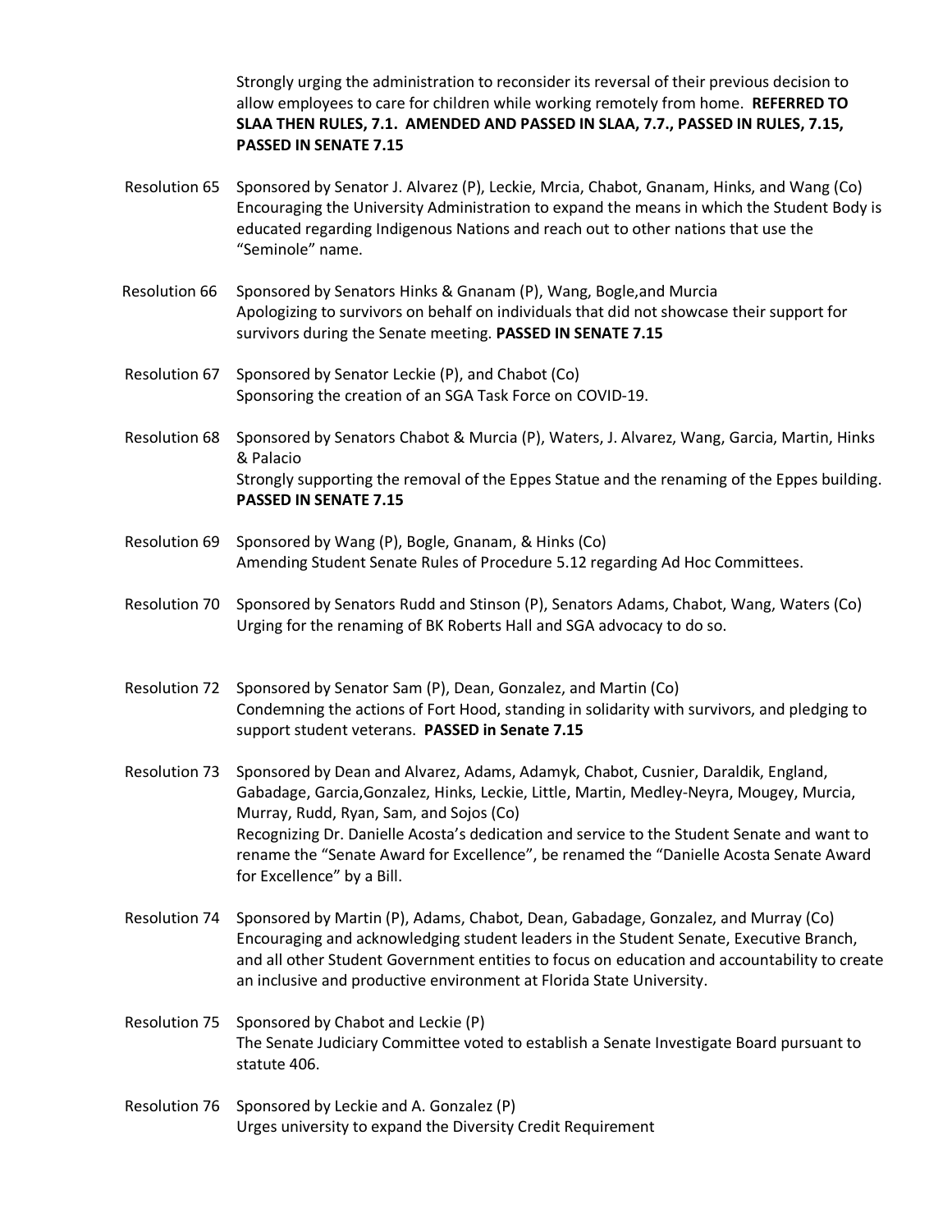Strongly urging the administration to reconsider its reversal of their previous decision to allow employees to care for children while working remotely from home. **REFERRED TO SLAA THEN RULES, 7.1. AMENDED AND PASSED IN SLAA, 7.7., PASSED IN RULES, 7.15, PASSED IN SENATE 7.15**

Resolution 65 Sponsored by Senator J. Alvarez (P), Leckie, Mrcia, Chabot, Gnanam, Hinks, and Wang (Co) Encouraging the University Administration to expand the means in which the Student Body is educated regarding Indigenous Nations and reach out to other nations that use the "Seminole" name.

Resolution 66 Sponsored by Senators Hinks & Gnanam (P), Wang, Bogle,and Murcia Apologizing to survivors on behalf on individuals that did not showcase their support for survivors during the Senate meeting. **PASSED IN SENATE 7.15**

Resolution 67 Sponsored by Senator Leckie (P), and Chabot (Co) Sponsoring the creation of an SGA Task Force on COVID-19.

Resolution 68 Sponsored by Senators Chabot & Murcia (P), Waters, J. Alvarez, Wang, Garcia, Martin, Hinks & Palacio Strongly supporting the removal of the Eppes Statue and the renaming of the Eppes building. **PASSED IN SENATE 7.15**

Resolution 69 Sponsored by Wang (P), Bogle, Gnanam, & Hinks (Co) Amending Student Senate Rules of Procedure 5.12 regarding Ad Hoc Committees.

Resolution 70 Sponsored by Senators Rudd and Stinson (P), Senators Adams, Chabot, Wang, Waters (Co) Urging for the renaming of BK Roberts Hall and SGA advocacy to do so.

Resolution 72 Sponsored by Senator Sam (P), Dean, Gonzalez, and Martin (Co) Condemning the actions of Fort Hood, standing in solidarity with survivors, and pledging to support student veterans. **PASSED in Senate 7.15**

Resolution 73 Sponsored by Dean and Alvarez, Adams, Adamyk, Chabot, Cusnier, Daraldik, England, Gabadage, Garcia,Gonzalez, Hinks, Leckie, Little, Martin, Medley-Neyra, Mougey, Murcia, Murray, Rudd, Ryan, Sam, and Sojos (Co) Recognizing Dr. Danielle Acosta's dedication and service to the Student Senate and want to rename the "Senate Award for Excellence", be renamed the "Danielle Acosta Senate Award for Excellence" by a Bill.

Resolution 74 Sponsored by Martin (P), Adams, Chabot, Dean, Gabadage, Gonzalez, and Murray (Co) Encouraging and acknowledging student leaders in the Student Senate, Executive Branch, and all other Student Government entities to focus on education and accountability to create an inclusive and productive environment at Florida State University.

Resolution 75 Sponsored by Chabot and Leckie (P) The Senate Judiciary Committee voted to establish a Senate Investigate Board pursuant to statute 406.

Resolution 76 Sponsored by Leckie and A. Gonzalez (P) Urges university to expand the Diversity Credit Requirement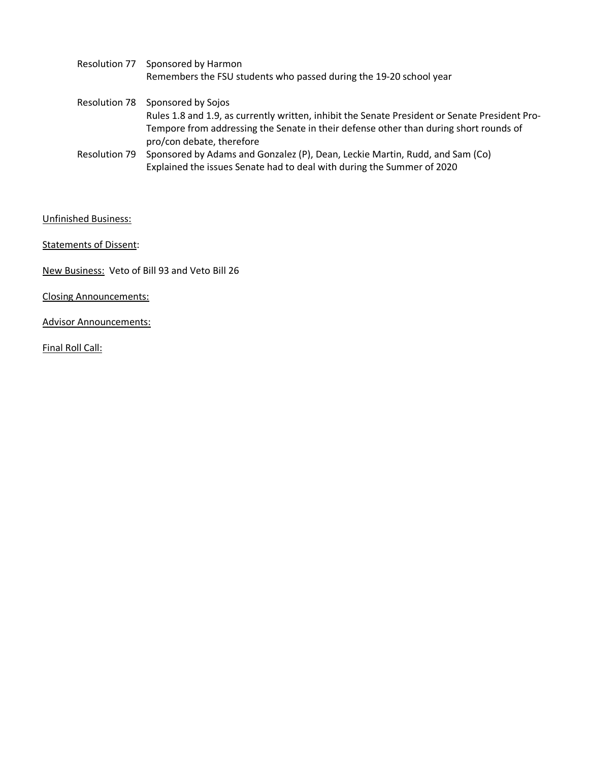| | | |
|---|---|---|
| Resolution 77 | Sponsored by Harmon<br>Remembers the FSU students who passed during the 19-20 school year |
| Resolution 78 | Sponsored by Sojos<br>Rules 1.8 and 1.9, as currently written, inhibit the Senate President or Senate President Pro-Tempore from addressing the Senate in their defense other than during short rounds of pro/con debate, therefore |
| Resolution 79 | Sponsored by Adams and Gonzalez (P), Dean, Leckie Martin, Rudd, and Sam (Co)<br>Explained the issues Senate had to deal with during the Summer of 2020 |

Unfinished Business:

Statements of Dissent:

New Business: Veto of Bill 93 and Veto Bill 26

Closing Announcements:

Advisor Announcements:

Final Roll Call: